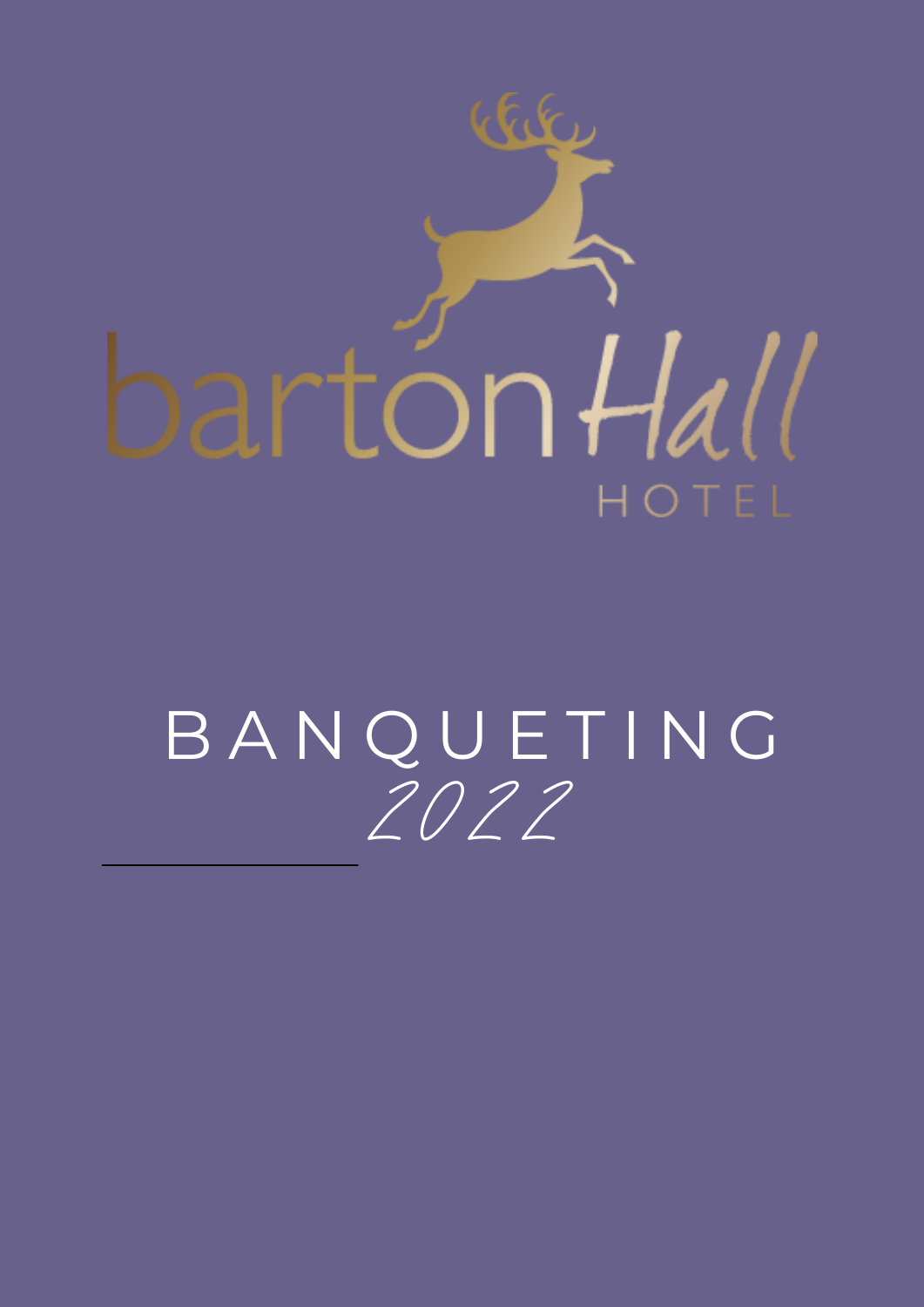# barton Hall

HOTEL

# BANQUETING

*2022*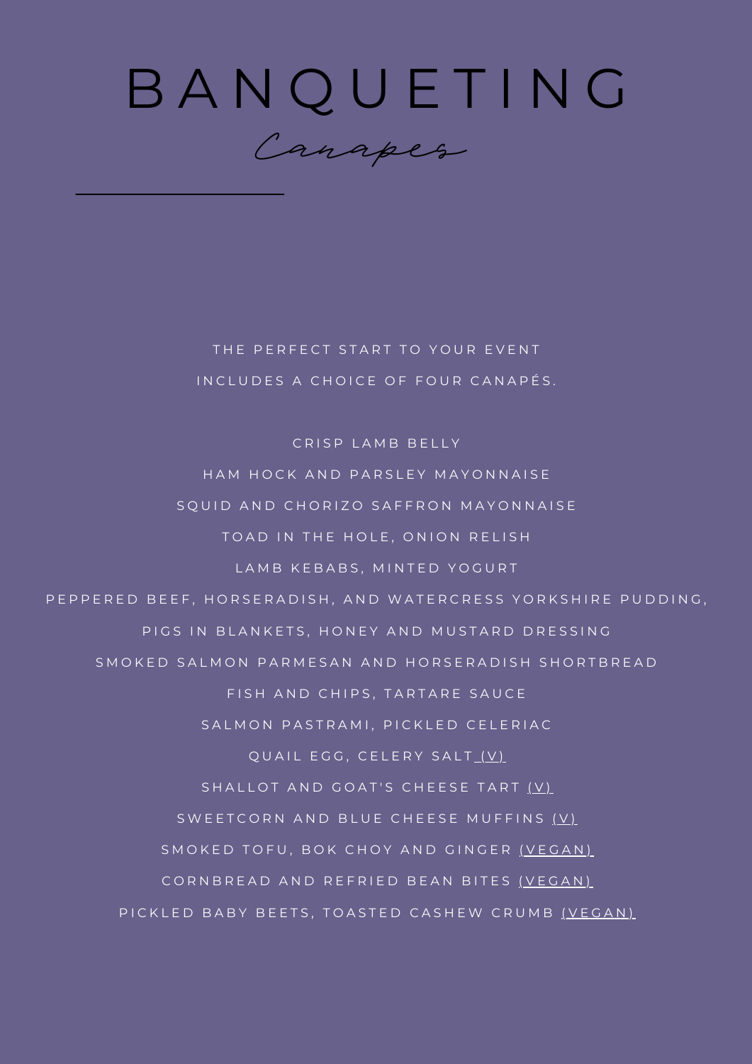# BANQUETING

## *Canapes*

THE PERFECT START TO YOUR EVENT

INCLUDES A CHOICE OF FOUR CANAPÉS.

CRISP LAMB BELLY

HAM HOCK AND PARSLEY MAYONNAISE

SQUID AND CHORIZO SAFFRON MAYONNAISE

TOAD IN THE HOLE, ONION RELISH

LAMB KEBABS, MINTED YOGURT

PEPPERED BEEF, HORSERADISH, AND WATERCRESS YORKSHIRE PUDDING,

PIGS IN BLANKETS, HONEY AND MUSTARD DRESSING

SMOKED SALMON PARMESAN AND HORSERADISH SHORTBREAD

FISH AND CHIPS, TARTARE SAUCE

SALMON PASTRAMI, PICKLED CELERIAC

QUAIL EGG, CELERY SALT (V)

SHALLOT AND GOAT'S CHEESE TART (V)

SWEETCORN AND BLUE CHEESE MUFFINS (V)

SMOKED TOFU, BOK CHOY AND GINGER (VEGAN)

CORNBREAD AND REFRIED BEAN BITES (VEGAN)

PICKLED BABY BEETS, TOASTED CASHEW CRUMB (VEGAN)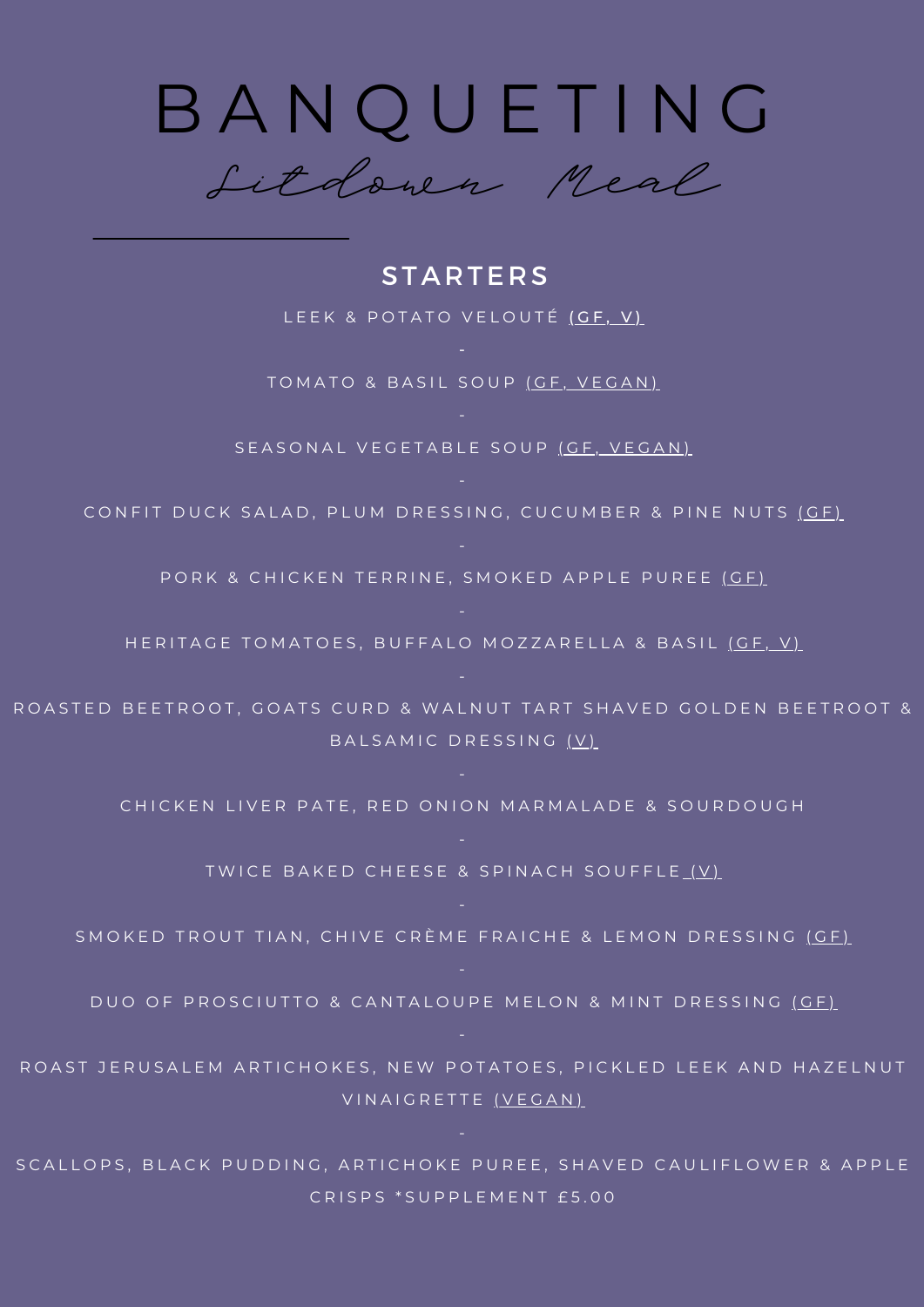# BANQUETING

*Sitdown Meal*

## STARTERS

LEEK & POTATO VELOUTÉ (GF, V)

-

TOMATO & BASIL SOUP (GF, VEGAN)

-

SEASONAL VEGETABLE SOUP (GF, VEGAN)

-

CONFIT DUCK SALAD, PLUM DRESSING, CUCUMBER & PINE NUTS (GF)

-

PORK & CHICKEN TERRINE, SMOKED APPLE PUREE (GF)

-

HERITAGE TOMATOES, BUFFALO MOZZARELLA & BASIL (GF, V)

-

ROASTED BEETROOT, GOATS CURD & WALNUT TART SHAVED GOLDEN BEETROOT & BALSAMIC DRESSING (V)

-

CHICKEN LIVER PATE, RED ONION MARMALADE & SOURDOUGH

-

TWICE BAKED CHEESE & SPINACH SOUFFLE (V)

-

SMOKED TROUT TIAN, CHIVE CRÈME FRAICHE & LEMON DRESSING (GF)

-

DUO OF PROSCIUTTO & CANTALOUPE MELON & MINT DRESSING (GF)

-

ROAST JERUSALEM ARTICHOKES, NEW POTATOES, PICKLED LEEK AND HAZELNUT VINAIGRETTE (VEGAN)

-

SCALLOPS, BLACK PUDDING, ARTICHOKE PUREE, SHAVED CAULIFLOWER & APPLE CRISPS *SUPPLEMENT £5.00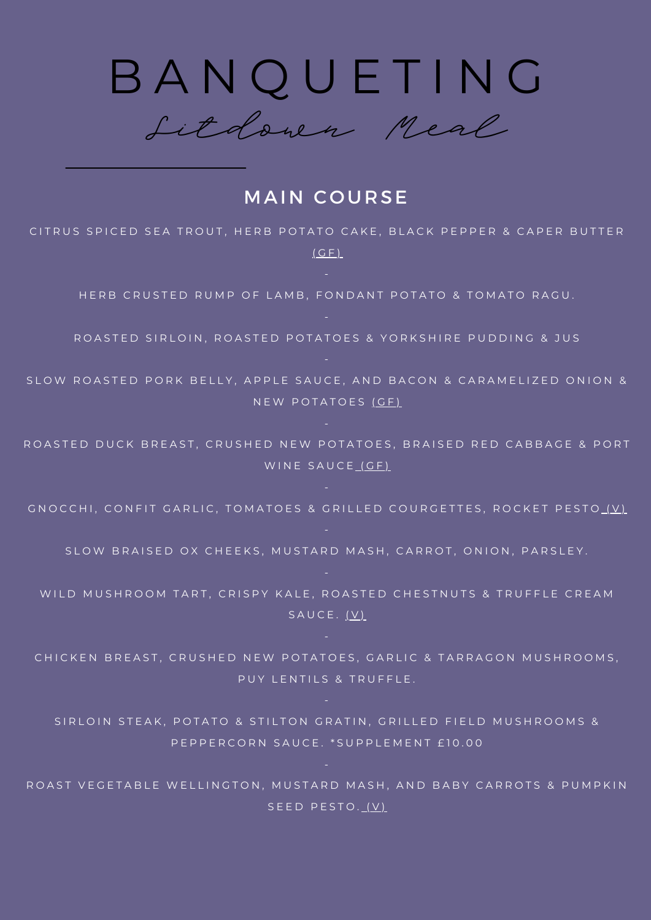# BANQUETING

*Sitdown Meal*

## MAIN COURSE

CITRUS SPICED SEA TROUT, HERB POTATO CAKE, BLACK PEPPER & CAPER BUTTER (GF)

-

HERB CRUSTED RUMP OF LAMB, FONDANT POTATO & TOMATO RAGU.

-

ROASTED SIRLOIN, ROASTED POTATOES & YORKSHIRE PUDDING & JUS

-

SLOW ROASTED PORK BELLY, APPLE SAUCE, AND BACON & CARAMELIZED ONION & NEW POTATOES (GF)

-

ROASTED DUCK BREAST, CRUSHED NEW POTATOES, BRAISED RED CABBAGE & PORT WINE SAUCE (GF)

-

GNOCCHI, CONFIT GARLIC, TOMATOES & GRILLED COURGETTES, ROCKET PESTO (V)

-

SLOW BRAISED OX CHEEKS, MUSTARD MASH, CARROT, ONION, PARSLEY.

-

WILD MUSHROOM TART, CRISPY KALE, ROASTED CHESTNUTS & TRUFFLE CREAM SAUCE. (V)

-

CHICKEN BREAST, CRUSHED NEW POTATOES, GARLIC & TARRAGON MUSHROOMS, PUY LENTILS & TRUFFLE.

-

SIRLOIN STEAK, POTATO & STILTON GRATIN, GRILLED FIELD MUSHROOMS & PEPPERCORN SAUCE. *SUPPLEMENT £10.00

-

ROAST VEGETABLE WELLINGTON, MUSTARD MASH, AND BABY CARROTS & PUMPKIN SEED PESTO. (V)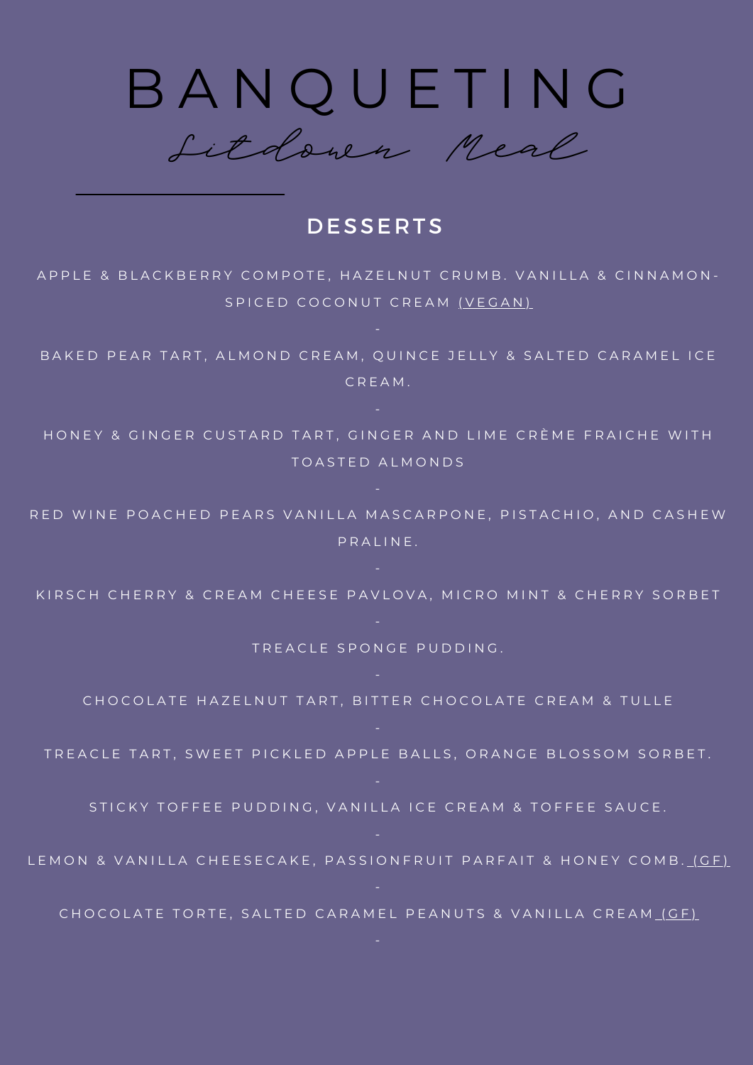# BANQUETING

*Sitdown Meal*

## DESSERTS

APPLE & BLACKBERRY COMPOTE, HAZELNUT CRUMB. VANILLA & CINNAMON-SPICED COCONUT CREAM (VEGAN)

-

BAKED PEAR TART, ALMOND CREAM, QUINCE JELLY & SALTED CARAMEL ICE CREAM.

-

HONEY & GINGER CUSTARD TART, GINGER AND LIME CRÈME FRAICHE WITH TOASTED ALMONDS

-

RED WINE POACHED PEARS VANILLA MASCARPONE, PISTACHIO, AND CASHEW PRALINE.

-

KIRSCH CHERRY & CREAM CHEESE PAVLOVA, MICRO MINT & CHERRY SORBET

-

TREACLE SPONGE PUDDING.

-

CHOCOLATE HAZELNUT TART, BITTER CHOCOLATE CREAM & TULLE

-

TREACLE TART, SWEET PICKLED APPLE BALLS, ORANGE BLOSSOM SORBET.

-

STICKY TOFFEE PUDDING, VANILLA ICE CREAM & TOFFEE SAUCE.

-

LEMON & VANILLA CHEESECAKE, PASSIONFRUIT PARFAIT & HONEY COMB. (GF)

-

CHOCOLATE TORTE, SALTED CARAMEL PEANUTS & VANILLA CREAM (GF)

-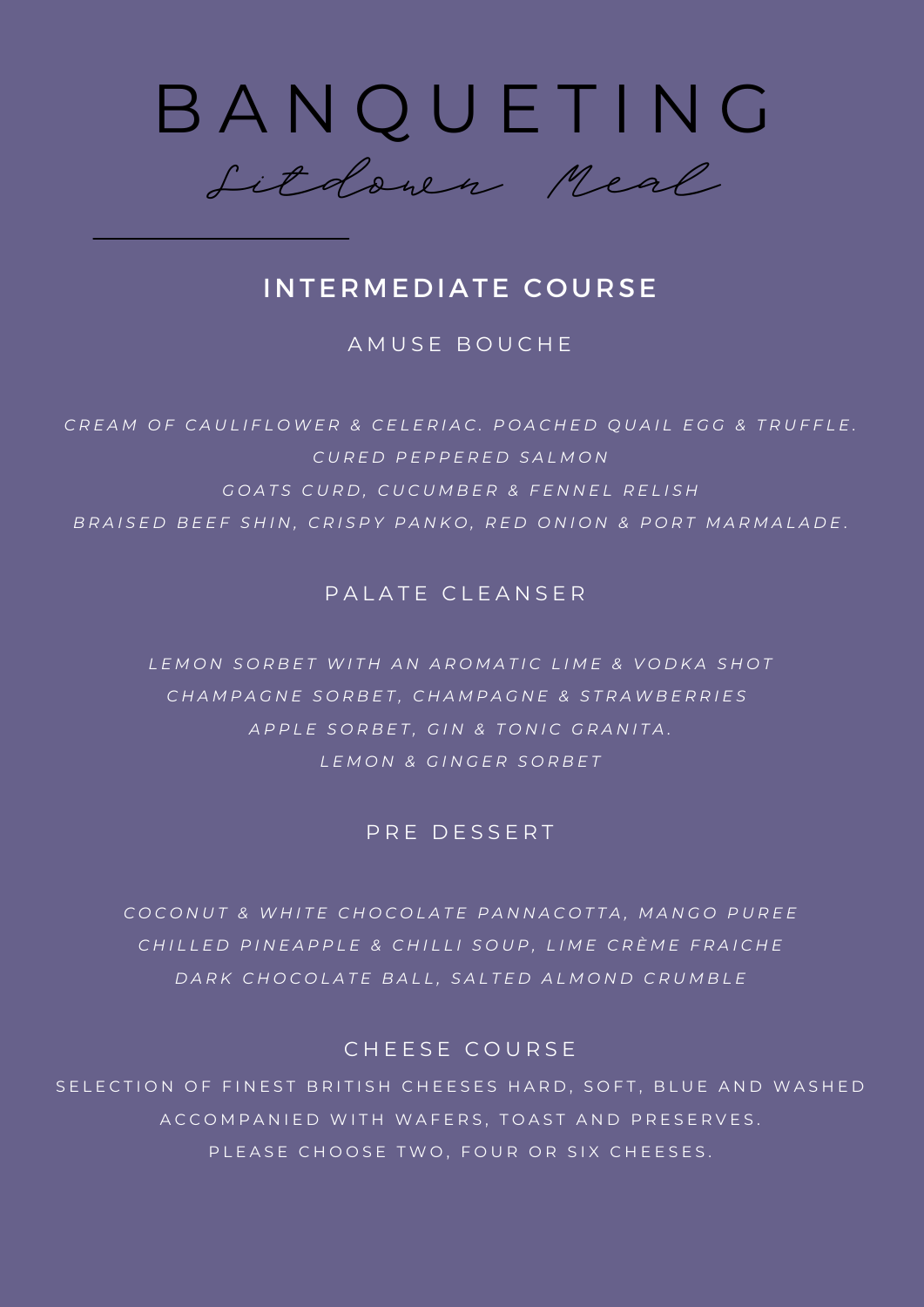# BANQUETING

*Sitdown Meal*

## INTERMEDIATE COURSE

### AMUSE BOUCHE

*CREAM OF CAULIFLOWER & CELERIAC. POACHED QUAIL EGG & TRUFFLE.*

*CURED PEPPERED SALMON*

*GOATS CURD, CUCUMBER & FENNEL RELISH*

*BRAISED BEEF SHIN, CRISPY PANKO, RED ONION & PORT MARMALADE.*

### PALATE CLEANSER

*LEMON SORBET WITH AN AROMATIC LIME & VODKA SHOT*

*CHAMPAGNE SORBET, CHAMPAGNE & STRAWBERRIES*

*APPLE SORBET, GIN & TONIC GRANITA.*

*LEMON & GINGER SORBET*

### PRE DESSERT

*COCONUT & WHITE CHOCOLATE PANNACOTTA, MANGO PUREE*

*CHILLED PINEAPPLE & CHILLI SOUP, LIME CRÈME FRAICHE*

*DARK CHOCOLATE BALL, SALTED ALMOND CRUMBLE*

### CHEESE COURSE

SELECTION OF FINEST BRITISH CHEESES HARD, SOFT, BLUE AND WASHED ACCOMPANIED WITH WAFERS, TOAST AND PRESERVES.

PLEASE CHOOSE TWO, FOUR OR SIX CHEESES.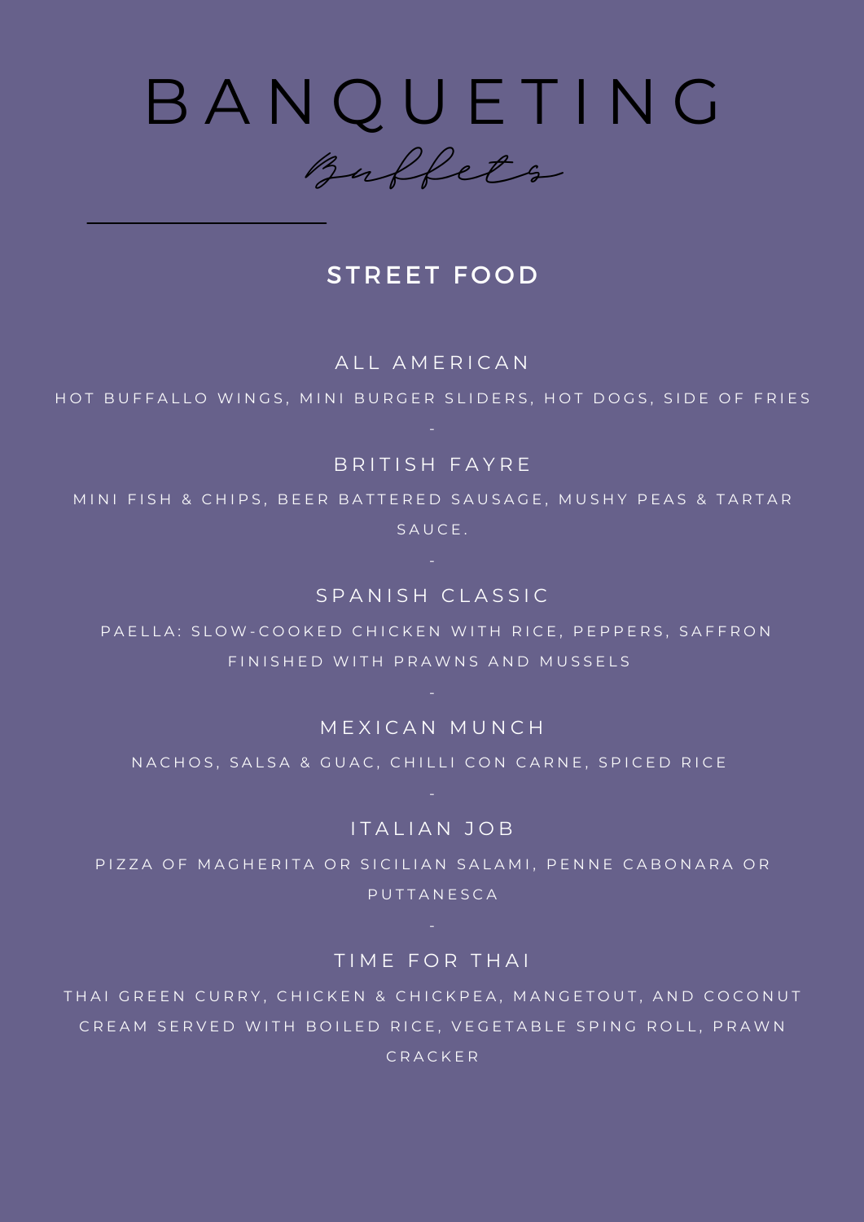# BANQUETING

*Buffets*

## STREET FOOD

### ALL AMERICAN

HOT BUFFALO WINGS, MINI BURGER SLIDERS, HOT DOGS, SIDE OF FRIES

-

### BRITISH FAYRE

MINI FISH & CHIPS, BEER BATTERED SAUSAGE, MUSHY PEAS & TARTAR SAUCE.

-

### SPANISH CLASSIC

PAELLA: SLOW-COOKED CHICKEN WITH RICE, PEPPERS, SAFFRON FINISHED WITH PRAWNS AND MUSSELS

-

### MEXICAN MUNCH

NACHOS, SALSA & GUAC, CHILLI CON CARNE, SPICED RICE

-

### ITALIAN JOB

PIZZA OF MAGHERITA OR SICILIAN SALAMI, PENNE CABONARA OR PUTTANESCA

-

### TIME FOR THAI

THAI GREEN CURRY, CHICKEN & CHICKPEA, MANGETOUT, AND COCONUT CREAM SERVED WITH BOILED RICE, VEGETABLE SPING ROLL, PRAWN CRACKER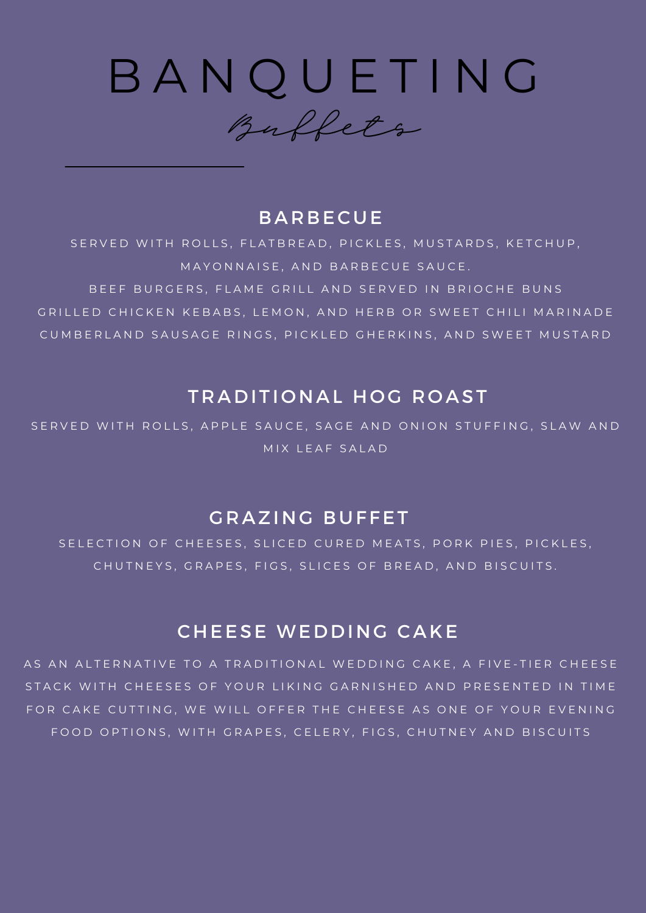# BANQUETING

*Buffets*

## BARBECUE

SERVED WITH ROLLS, FLATBREAD, PICKLES, MUSTARDS, KETCHUP, MAYONNAISE, AND BARBECUE SAUCE.

BEEF BURGERS, FLAME GRILL AND SERVED IN BRIOCHE BUNS

GRILLED CHICKEN KEBABS, LEMON, AND HERB OR SWEET CHILI MARINADE

CUMBERLAND SAUSAGE RINGS, PICKLED GHERKINS, AND SWEET MUSTARD

## TRADITIONAL HOG ROAST

SERVED WITH ROLLS, APPLE SAUCE, SAGE AND ONION STUFFING, SLAW AND MIX LEAF SALAD

## GRAZING BUFFET

SELECTION OF CHEESES, SLICED CURED MEATS, PORK PIES, PICKLES, CHUTNEYS, GRAPES, FIGS, SLICES OF BREAD, AND BISCUITS.

## CHEESE WEDDING CAKE

AS AN ALTERNATIVE TO A TRADITIONAL WEDDING CAKE, A FIVE-TIER CHEESE STACK WITH CHEESES OF YOUR LIKING GARNISHED AND PRESENTED IN TIME FOR CAKE CUTTING, WE WILL OFFER THE CHEESE AS ONE OF YOUR EVENING FOOD OPTIONS, WITH GRAPES, CELERY, FIGS, CHUTNEY AND BISCUITS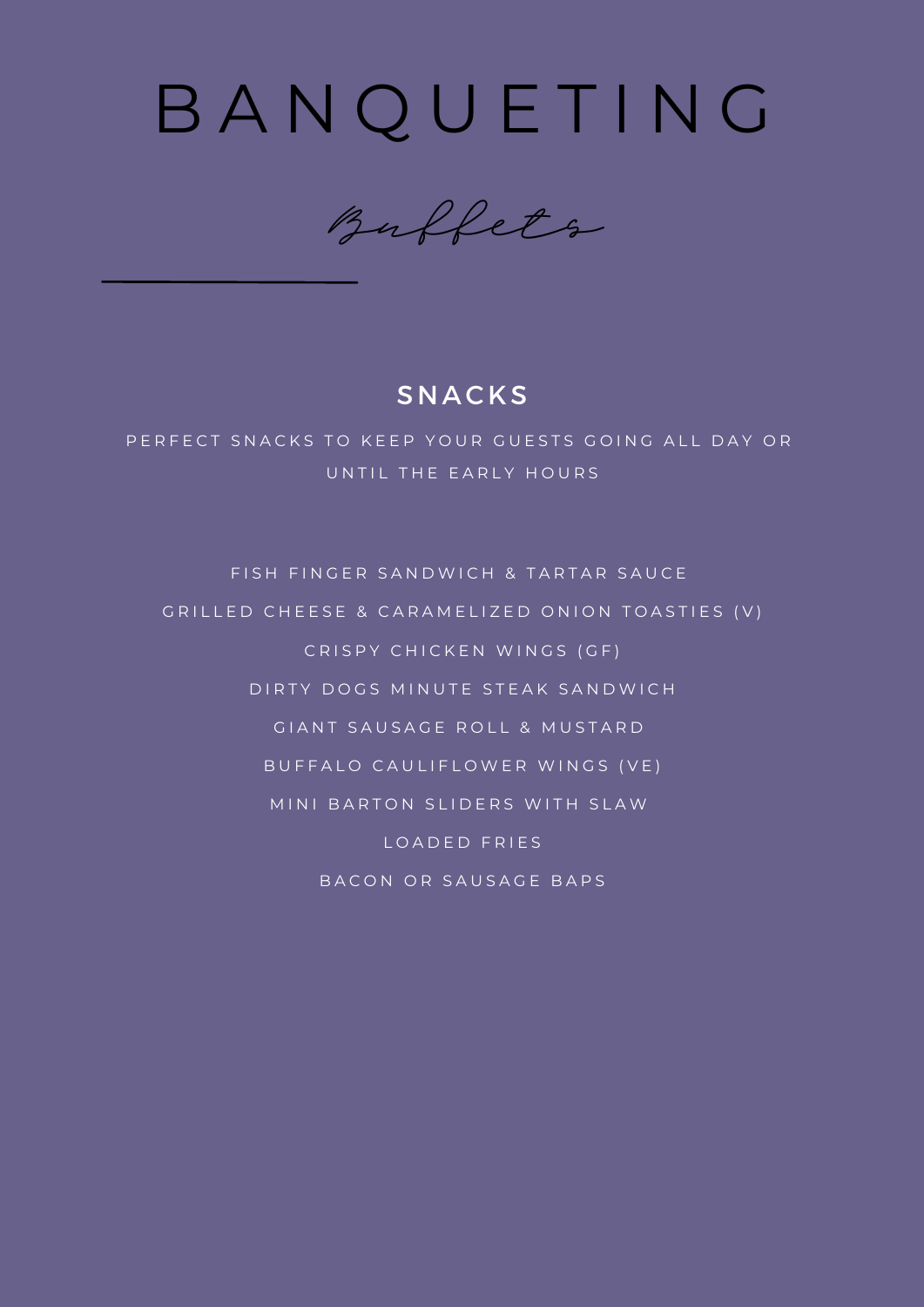# BANQUETING

*Buffets*

## SNACKS

PERFECT SNACKS TO KEEP YOUR GUESTS GOING ALL DAY OR UNTIL THE EARLY HOURS

FISH FINGER SANDWICH & TARTAR SAUCE

GRILLED CHEESE & CARAMELIZED ONION TOASTIES (V)

CRISPY CHICKEN WINGS (GF)

DIRTY DOGS MINUTE STEAK SANDWICH

GIANT SAUSAGE ROLL & MUSTARD

BUFFALO CAULIFLOWER WINGS (VE)

MINI BARTON SLIDERS WITH SLAW

LOADED FRIES

BACON OR SAUSAGE BAPS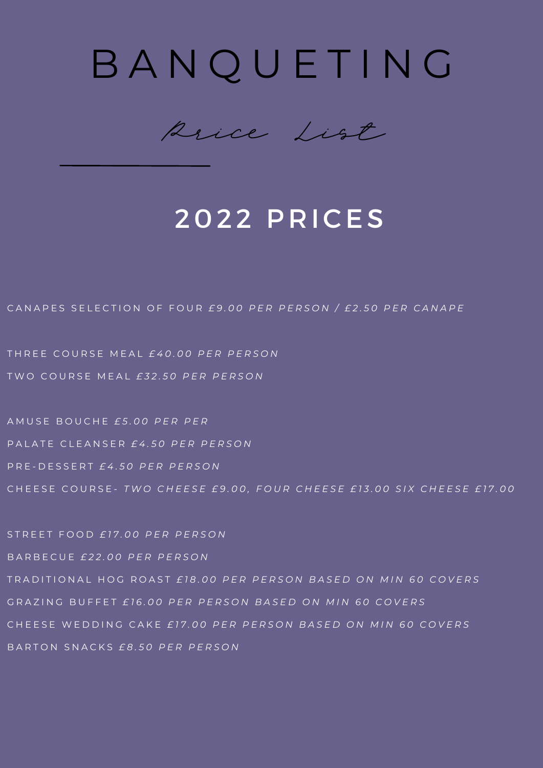# BANQUETING

*Price List*

## 2022 PRICES

CANAPES SELECTION OF FOUR *£9.00 PER PERSON / £2.50 PER CANAPE*

THREE COURSE MEAL *£40.00 PER PERSON*

TWO COURSE MEAL *£32.50 PER PERSON*

AMUSE BOUCHE *£5.00 PER PER*

PALATE CLEANSER *£4.50 PER PERSON*

PRE-DESSERT *£4.50 PER PERSON*

CHEESE COURSE- *TWO CHEESE £9.00, FOUR CHEESE £13.00 SIX CHEESE £17.00*

STREET FOOD *£17.00 PER PERSON*

BARBECUE *£22.00 PER PERSON*

TRADITIONAL HOG ROAST *£18.00 PER PERSON BASED ON MIN 60 COVERS*

GRAZING BUFFET *£16.00 PER PERSON BASED ON MIN 60 COVERS*

CHEESE WEDDING CAKE *£17.00 PER PERSON BASED ON MIN 60 COVERS*

BARTON SNACKS *£8.50 PER PERSON*